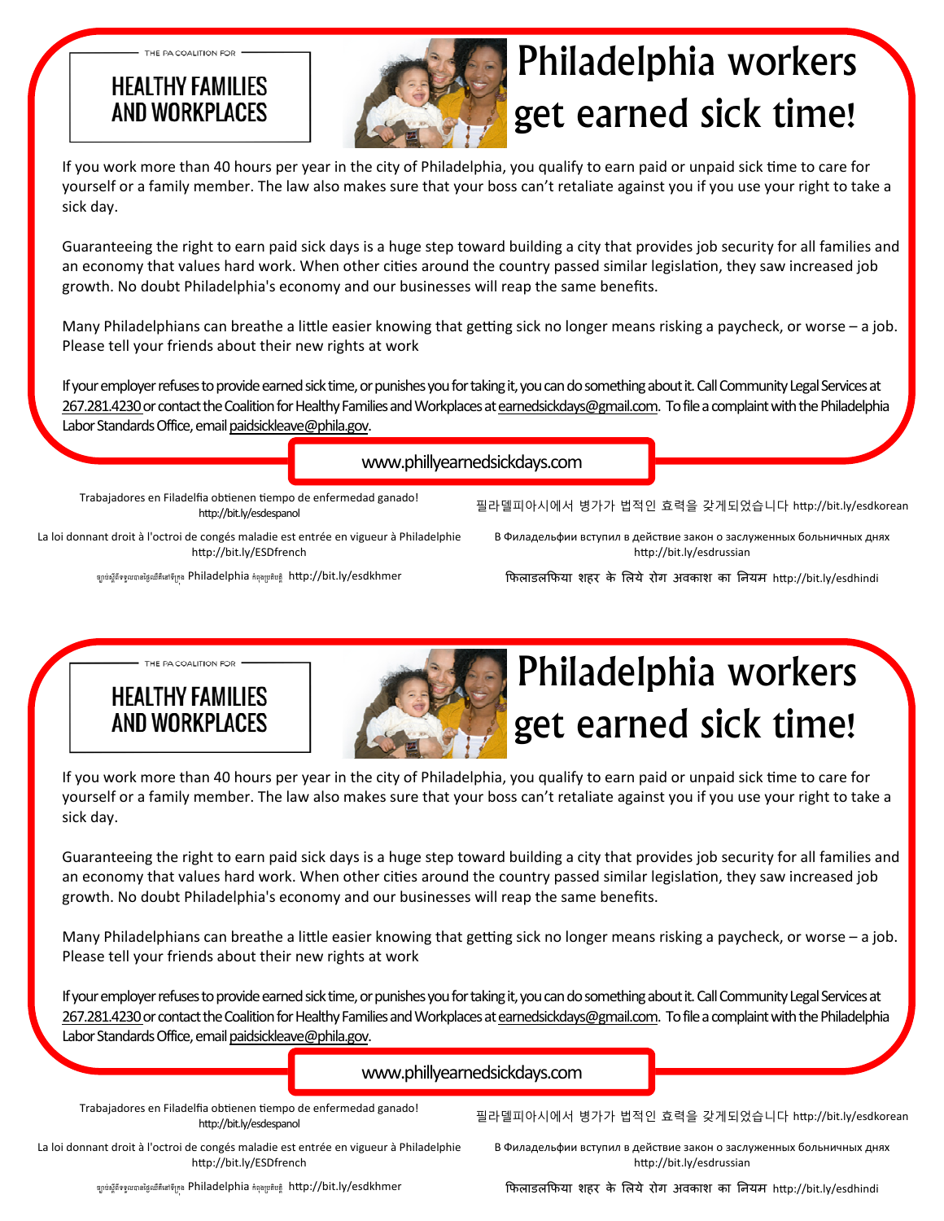THE PA COALITION FOR

**HEALTHY FAMILIES AND WORKPLACES**

# Philadelphia workers get earned sick time!

If you work more than 40 hours per year in the city of Philadelphia, you qualify to earn paid or unpaid sick time to care for yourself or a family member. The law also makes sure that your boss can't retaliate against you if you use your right to take a sick day.

Guaranteeing the right to earn paid sick days is a huge step toward building a city that provides job security for all families and an economy that values hard work. When other cities around the country passed similar legislation, they saw increased job growth. No doubt Philadelphia's economy and our businesses will reap the same benefits.

Many Philadelphians can breathe a little easier knowing that getting sick no longer means risking a paycheck, or worse – a job. Please tell your friends about their new rights at work

If your employer refuses to provide earned sick time, or punishes you for taking it, you can do something about it. Call Community Legal Services at 267.281.4230 or contact the Coalition for Healthy Families and Workplaces at earnedsickdays@gmail.com. To file a complaint with the Philadelphia Labor Standards Office, email paidsickleave@phila.gov.

www.phillyearnedsickdays.com

Trabajadores en Filadelfia obtienen tiempo de enfermedad ganado! http://bit.ly/esdespanol

필라델피아시에서 병가가 법적인 효력을 갖게되었습니다 http://bit.ly/esdkorean

La loi donnant droit à l'octroi de congés maladie est entrée en vigueur à Philadelphie http://bit.ly/ESDfrench

В Филадельфии вступил в действие закон о заслуженных больничных днях http://bit.ly/esdrussian

ច្បាប់ស្តីពីទទួលបានថ្ងៃឈឺនៅទីក្រុង Philadelphia កំពុងប្រតិបត្តិ http://bit.ly/esdkhmer

फिलाडलफिया शहर के लिये रोग अवकाश का नियम http://bit.ly/esdhindi

---

THE PA COALITION FOR

**HEALTHY FAMILIES AND WORKPLACES**

# Philadelphia workers get earned sick time!

If you work more than 40 hours per year in the city of Philadelphia, you qualify to earn paid or unpaid sick time to care for yourself or a family member. The law also makes sure that your boss can't retaliate against you if you use your right to take a sick day.

Guaranteeing the right to earn paid sick days is a huge step toward building a city that provides job security for all families and an economy that values hard work. When other cities around the country passed similar legislation, they saw increased job growth. No doubt Philadelphia's economy and our businesses will reap the same benefits.

Many Philadelphians can breathe a little easier knowing that getting sick no longer means risking a paycheck, or worse – a job. Please tell your friends about their new rights at work

If your employer refuses to provide earned sick time, or punishes you for taking it, you can do something about it. Call Community Legal Services at 267.281.4230 or contact the Coalition for Healthy Families and Workplaces at earnedsickdays@gmail.com. To file a complaint with the Philadelphia Labor Standards Office, email paidsickleave@phila.gov.

www.phillyearnedsickdays.com

Trabajadores en Filadelfia obtienen tiempo de enfermedad ganado! http://bit.ly/esdespanol

필라델피아시에서 병가가 법적인 효력을 갖게되었습니다 http://bit.ly/esdkorean

La loi donnant droit à l'octroi de congés maladie est entrée en vigueur à Philadelphie http://bit.ly/ESDfrench

В Филадельфии вступил в действие закон о заслуженных больничных днях http://bit.ly/esdrussian

ច្បាប់ស្តីពីទទួលបានថ្ងៃឈឺនៅទីក្រុង Philadelphia កំពុងប្រតិបត្តិ http://bit.ly/esdkhmer

फिलाडलफिया शहर के लिये रोग अवकाश का नियम http://bit.ly/esdhindi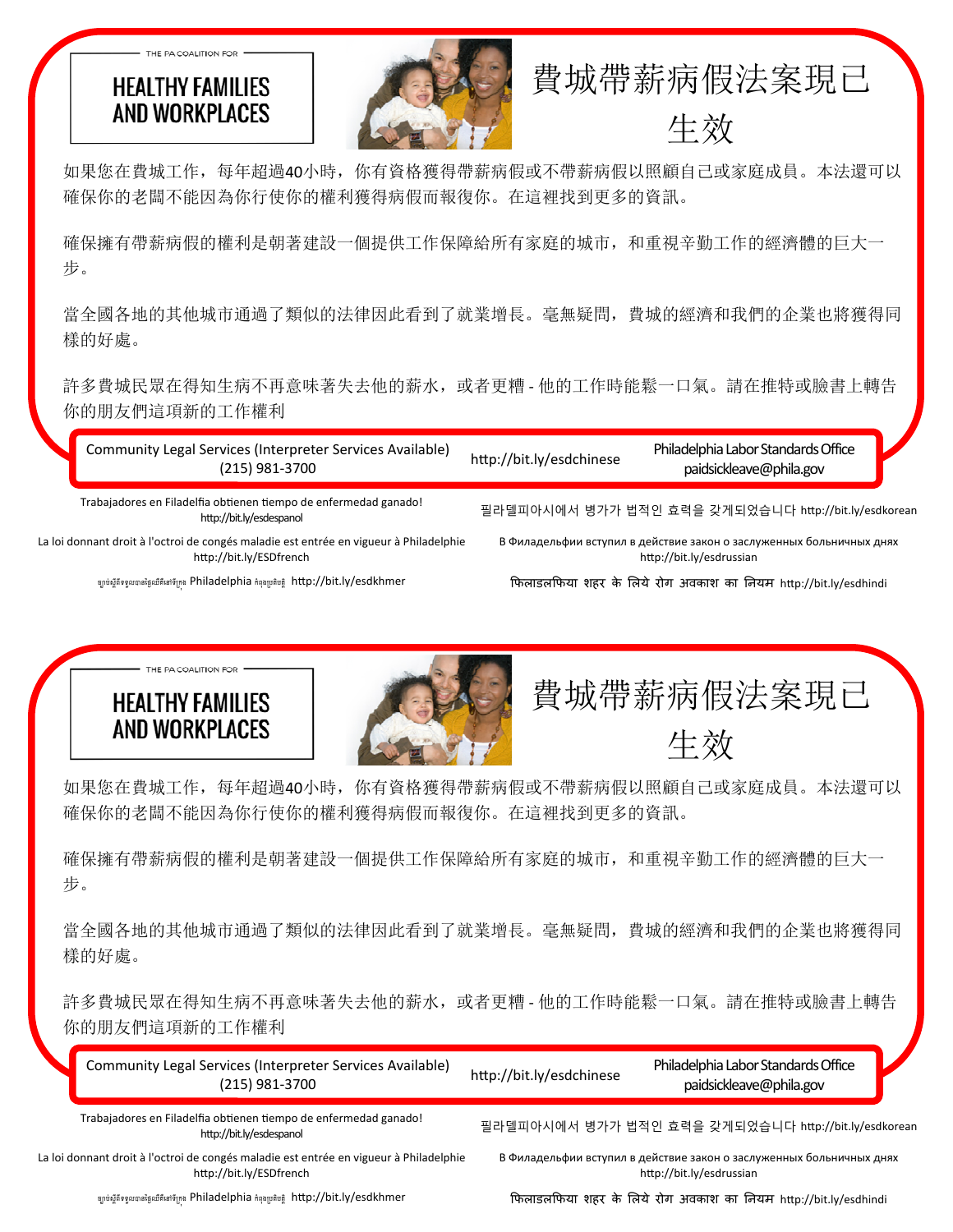THE PA COALITION FOR

**HEALTHY FAMILIES AND WORKPLACES**

# 費城帶薪病假法案現已生效

如果您在費城工作，每年超過40小時，你有資格獲得帶薪病假或不帶薪病假以照顧自己或家庭成員。本法還可以確保你的老闆不能因為你行使你的權利獲得病假而報復你。在這裡找到更多的資訊。

確保擁有帶薪病假的權利是朝著建設一個提供工作保障給所有家庭的城市，和重視辛勤工作的經濟體的巨大一步。

當全國各地的其他城市通過了類似的法律因此看到了就業增長。毫無疑問，費城的經濟和我們的企業也將獲得同樣的好處。

許多費城民眾在得知生病不再意味著失去他的薪水，或者更糟 - 他的工作時能鬆一口氣。請在推特或臉書上轉告你的朋友們這項新的工作權利

Community Legal Services (Interpreter Services Available)
(215) 981-3700

http://bit.ly/esdchinese

Philadelphia Labor Standards Office
paidsickleave@phila.gov

Trabajadores en Filadelfia obtienen tiempo de enfermedad ganado!
http://bit.ly/esdespanol

필라델피아시에서 병가가 법적인 효력을 갖게되었습니다 http://bit.ly/esdkorean

La loi donnant droit à l'octroi de congés maladie est entrée en vigueur à Philadelphie
http://bit.ly/ESDfrench

В Филадельфии вступил в действие закон о заслуженных больничных днях
http://bit.ly/esdrussian

ច្បាប់ស្តីពីថ្ងៃឈប់សម្រាកព្យាបាលជំងឺនៅទីក្រុង Philadelphia ​ http://bit.ly/esdkhmer

फिलाडलफिया शहर के लिये रोग अवकाश का नियम http://bit.ly/esdhindi

THE PA COALITION FOR

**HEALTHY FAMILIES AND WORKPLACES**

# 費城帶薪病假法案現已生效

如果您在費城工作，每年超過40小時，你有資格獲得帶薪病假或不帶薪病假以照顧自己或家庭成員。本法還可以確保你的老闆不能因為你行使你的權利獲得病假而報復你。在這裡找到更多的資訊。

確保擁有帶薪病假的權利是朝著建設一個提供工作保障給所有家庭的城市，和重視辛勤工作的經濟體的巨大一步。

當全國各地的其他城市通過了類似的法律因此看到了就業增長。毫無疑問，費城的經濟和我們的企業也將獲得同樣的好處。

許多費城民眾在得知生病不再意味著失去他的薪水，或者更糟 - 他的工作時能鬆一口氣。請在推特或臉書上轉告你的朋友們這項新的工作權利

Community Legal Services (Interpreter Services Available)
(215) 981-3700

http://bit.ly/esdchinese

Philadelphia Labor Standards Office
paidsickleave@phila.gov

Trabajadores en Filadelfia obtienen tiempo de enfermedad ganado!
http://bit.ly/esdespanol

필라델피아시에서 병가가 법적인 효력을 갖게되었습니다 http://bit.ly/esdkorean

La loi donnant droit à l'octroi de congés maladie est entrée en vigueur à Philadelphie
http://bit.ly/ESDfrench

В Филадельфии вступил в действие закон о заслуженных больничных днях
http://bit.ly/esdrussian

ច្បាប់ស្តីពីថ្ងៃឈប់សម្រាកព្យាបាលជំងឺនៅទីក្រុង Philadelphia ​ http://bit.ly/esdkhmer

फिलाडलफिया शहर के लिये रोग अवकाश का नियम http://bit.ly/esdhindi